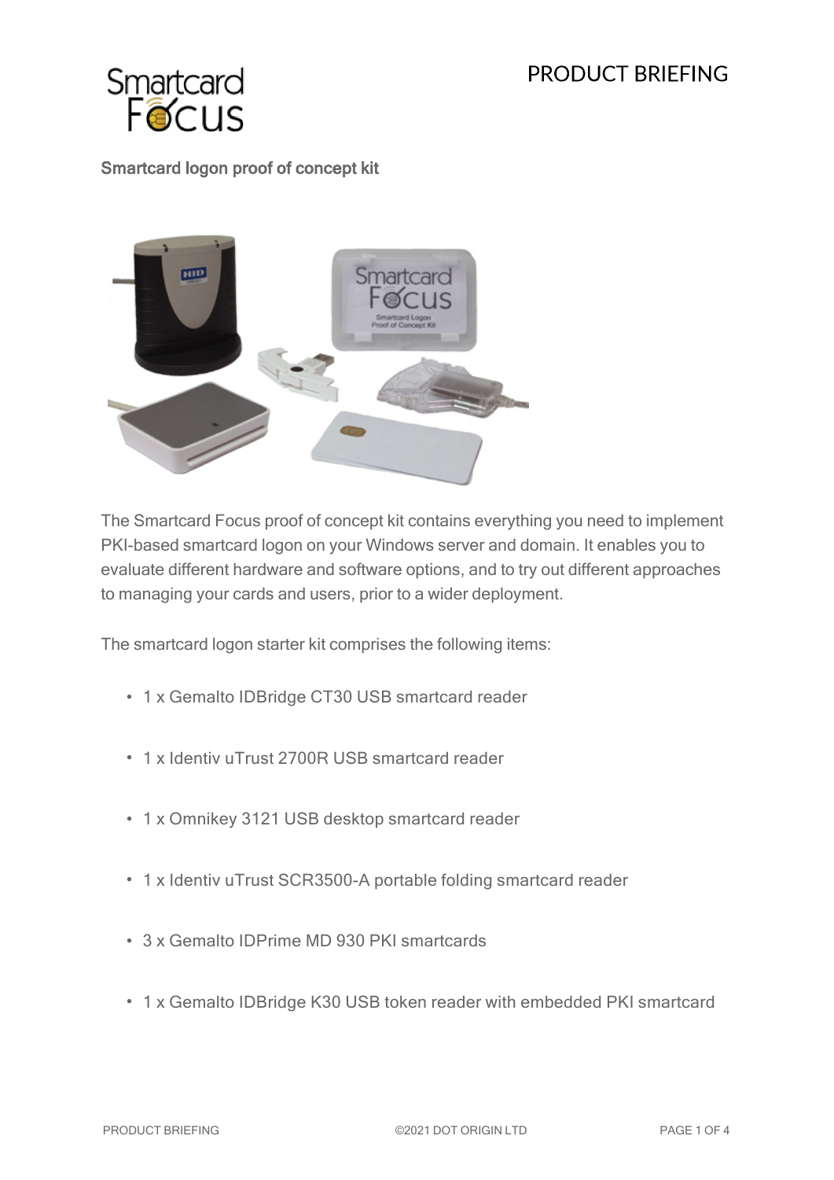Smartcard logon proof of concept kit

The Smartcard Focus proof of concept kit contains everything you need to implement PKI-based smartcard logon on your Windows server and domain. It enables you to evaluate different hardware and software options, and to try out different approaches to managing your cards and users, prior to a wider deployment.

The smartcard logon starter kit comprises the following items:

- 1 x Gemalto IDBridge CT30 USB smartcard reader
- 1 x Identiv uTrust 2700R USB smartcard reader
- 1 x Omnikey 3121 USB desktop smartcard reader
- 1 x Identiv uTrust SCR3500-A portable folding smartcard reader
- 3 x Gemalto IDPrime MD 930 PKI smartcards
- 1 x Gemalto IDBridge K30 USB token reader with embedded PKI smartcard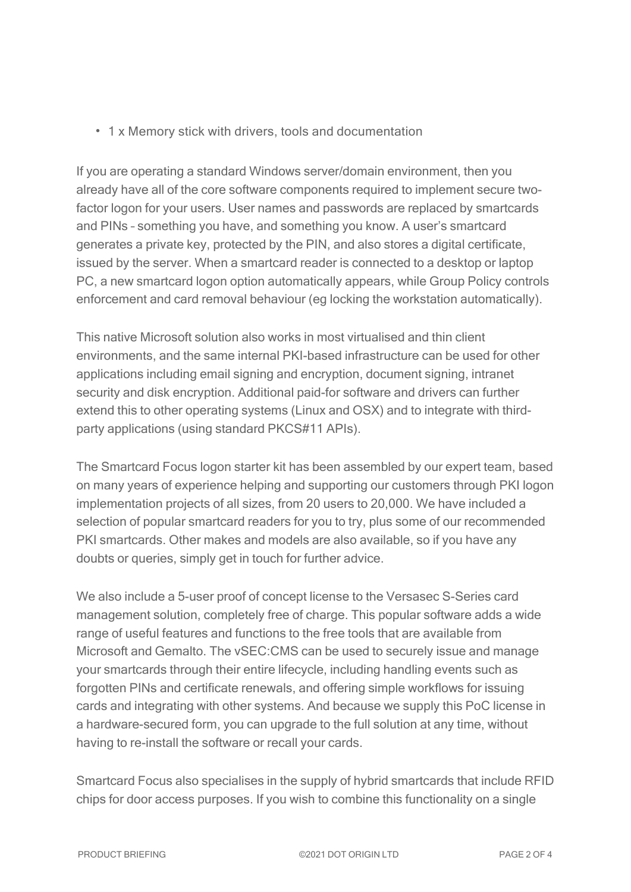- 1 x Memory stick with drivers, tools and documentation

If you are operating a standard Windows server/domain environment, then you already have all of the core software components required to implement secure two-factor logon for your users. User names and passwords are replaced by smartcards and PINs – something you have, and something you know. A user's smartcard generates a private key, protected by the PIN, and also stores a digital certificate, issued by the server. When a smartcard reader is connected to a desktop or laptop PC, a new smartcard logon option automatically appears, while Group Policy controls enforcement and card removal behaviour (eg locking the workstation automatically).

This native Microsoft solution also works in most virtualised and thin client environments, and the same internal PKI-based infrastructure can be used for other applications including email signing and encryption, document signing, intranet security and disk encryption. Additional paid-for software and drivers can further extend this to other operating systems (Linux and OSX) and to integrate with third-party applications (using standard PKCS#11 APIs).

The Smartcard Focus logon starter kit has been assembled by our expert team, based on many years of experience helping and supporting our customers through PKI logon implementation projects of all sizes, from 20 users to 20,000. We have included a selection of popular smartcard readers for you to try, plus some of our recommended PKI smartcards. Other makes and models are also available, so if you have any doubts or queries, simply get in touch for further advice.

We also include a 5-user proof of concept license to the Versasec S-Series card management solution, completely free of charge. This popular software adds a wide range of useful features and functions to the free tools that are available from Microsoft and Gemalto. The vSEC:CMS can be used to securely issue and manage your smartcards through their entire lifecycle, including handling events such as forgotten PINs and certificate renewals, and offering simple workflows for issuing cards and integrating with other systems. And because we supply this PoC license in a hardware-secured form, you can upgrade to the full solution at any time, without having to re-install the software or recall your cards.

Smartcard Focus also specialises in the supply of hybrid smartcards that include RFID chips for door access purposes. If you wish to combine this functionality on a single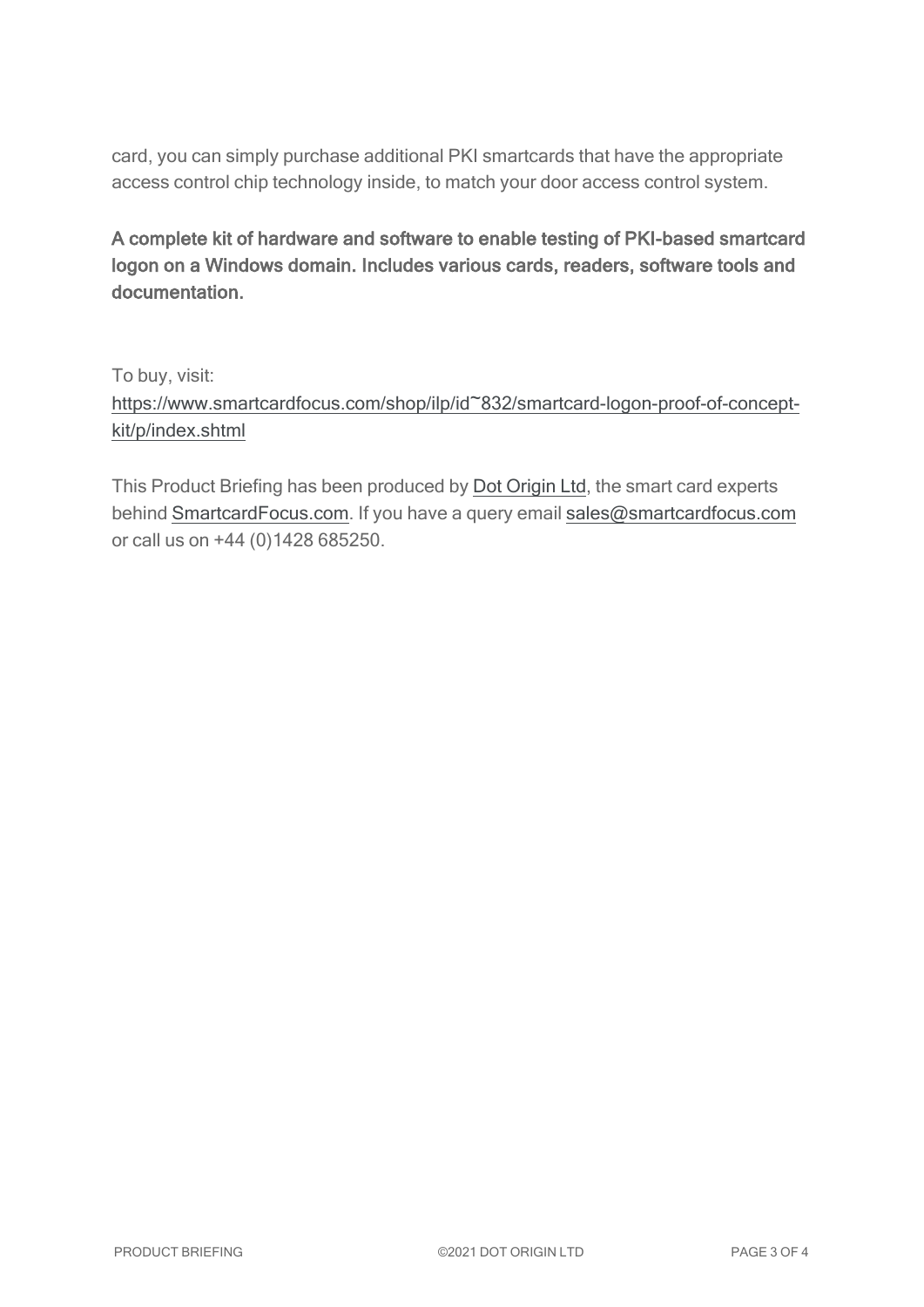card, you can simply purchase additional PKI smartcards that have the appropriate access control chip technology inside, to match your door access control system.

**A complete kit of hardware and software to enable testing of PKI-based smartcard logon on a Windows domain. Includes various cards, readers, software tools and documentation.**

To buy, visit:
[https://www.smartcardfocus.com/shop/ilp/id~832/smartcard-logon-proof-of-concept-kit/p/index.shtml](https://www.smartcardfocus.com/shop/ilp/id~832/smartcard-logon-proof-of-concept-kit/p/index.shtml)

This Product Briefing has been produced by Dot Origin Ltd, the smart card experts behind SmartcardFocus.com. If you have a query email sales@smartcardfocus.com or call us on +44 (0)1428 685250.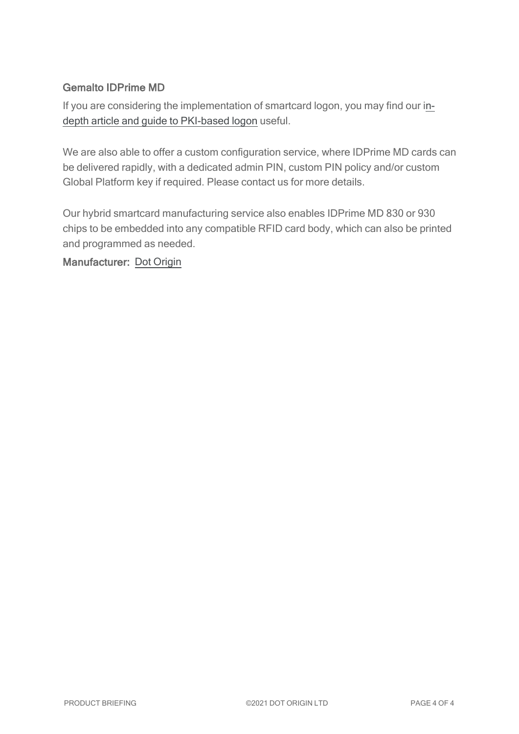### Gemalto IDPrime MD

If you are considering the implementation of smartcard logon, you may find our in-depth article and guide to PKI-based logon useful.

We are also able to offer a custom configuration service, where IDPrime MD cards can be delivered rapidly, with a dedicated admin PIN, custom PIN policy and/or custom Global Platform key if required. Please contact us for more details.

Our hybrid smartcard manufacturing service also enables IDPrime MD 830 or 930 chips to be embedded into any compatible RFID card body, which can also be printed and programmed as needed.

**Manufacturer:** Dot Origin